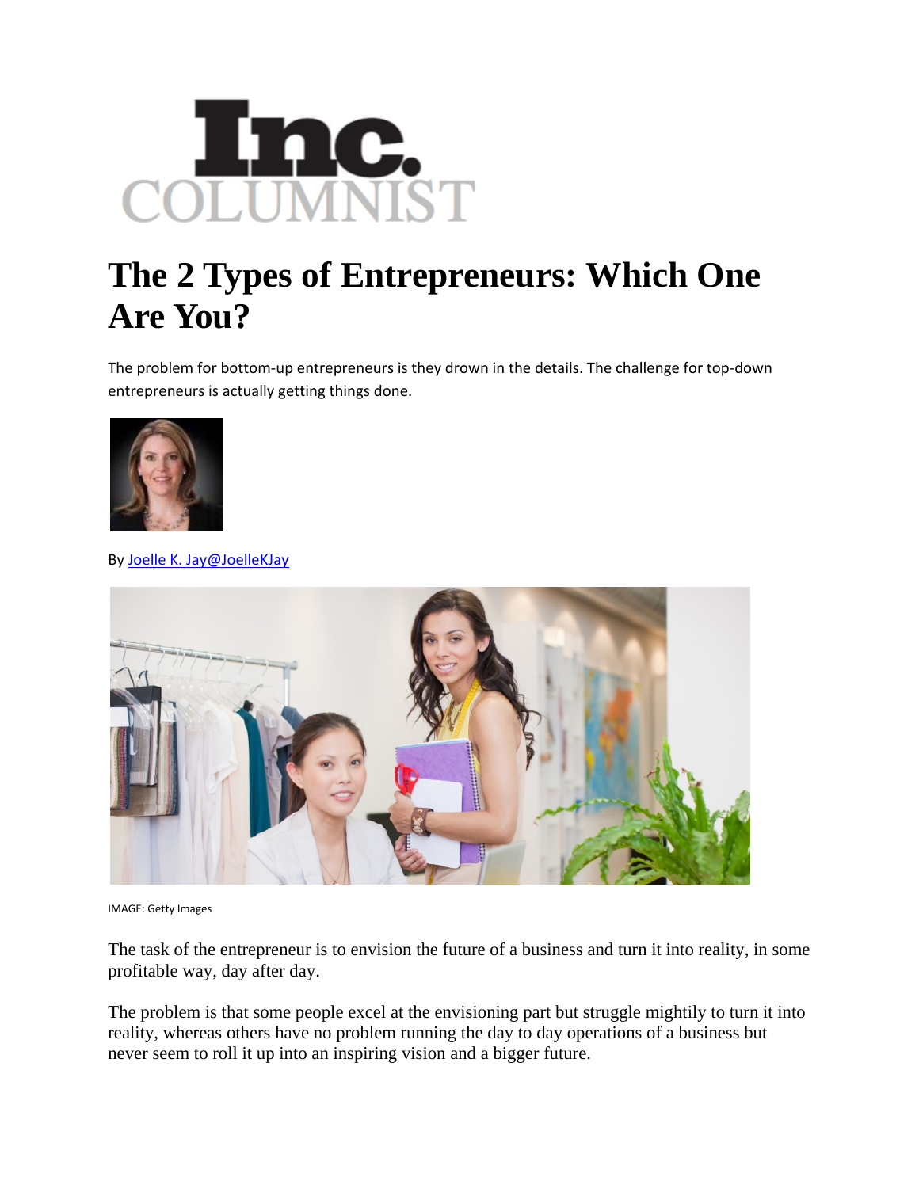Inc. COLUMNIST

# The 2 Types of Entrepreneurs: Which One Are You?

The problem for bottom-up entrepreneurs is they drown in the details. The challenge for top-down entrepreneurs is actually getting things done.

By Joelle K. Jay@JoelleKJay

IMAGE: Getty Images

The task of the entrepreneur is to envision the future of a business and turn it into reality, in some profitable way, day after day.

The problem is that some people excel at the envisioning part but struggle mightily to turn it into reality, whereas others have no problem running the day to day operations of a business but never seem to roll it up into an inspiring vision and a bigger future.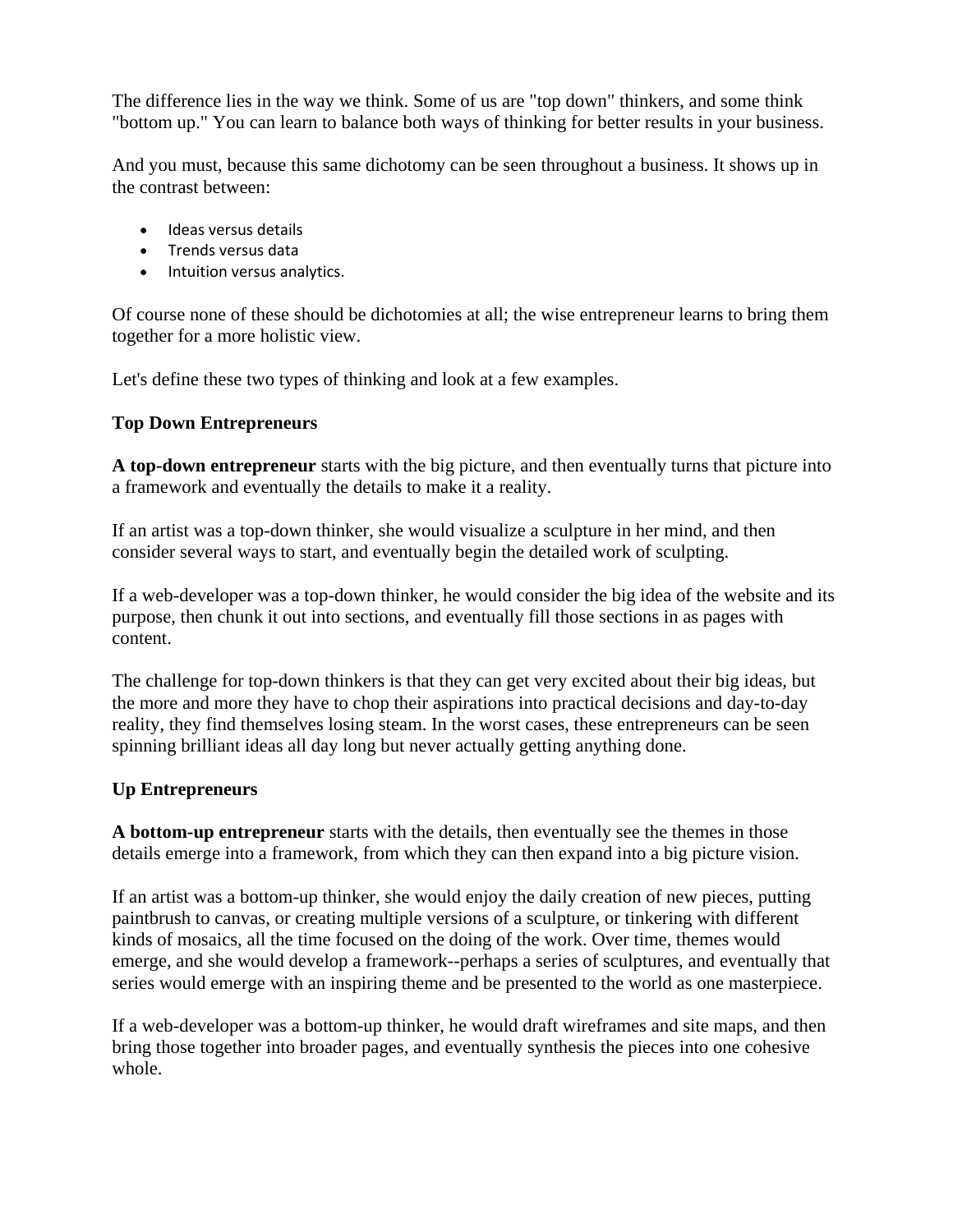The difference lies in the way we think. Some of us are "top down" thinkers, and some think "bottom up." You can learn to balance both ways of thinking for better results in your business.

And you must, because this same dichotomy can be seen throughout a business. It shows up in the contrast between:

- Ideas versus details
- Trends versus data
- Intuition versus analytics.

Of course none of these should be dichotomies at all; the wise entrepreneur learns to bring them together for a more holistic view.

Let's define these two types of thinking and look at a few examples.

**Top Down Entrepreneurs**

**A top-down entrepreneur** starts with the big picture, and then eventually turns that picture into a framework and eventually the details to make it a reality.

If an artist was a top-down thinker, she would visualize a sculpture in her mind, and then consider several ways to start, and eventually begin the detailed work of sculpting.

If a web-developer was a top-down thinker, he would consider the big idea of the website and its purpose, then chunk it out into sections, and eventually fill those sections in as pages with content.

The challenge for top-down thinkers is that they can get very excited about their big ideas, but the more and more they have to chop their aspirations into practical decisions and day-to-day reality, they find themselves losing steam. In the worst cases, these entrepreneurs can be seen spinning brilliant ideas all day long but never actually getting anything done.

**Up Entrepreneurs**

**A bottom-up entrepreneur** starts with the details, then eventually see the themes in those details emerge into a framework, from which they can then expand into a big picture vision.

If an artist was a bottom-up thinker, she would enjoy the daily creation of new pieces, putting paintbrush to canvas, or creating multiple versions of a sculpture, or tinkering with different kinds of mosaics, all the time focused on the doing of the work. Over time, themes would emerge, and she would develop a framework--perhaps a series of sculptures, and eventually that series would emerge with an inspiring theme and be presented to the world as one masterpiece.

If a web-developer was a bottom-up thinker, he would draft wireframes and site maps, and then bring those together into broader pages, and eventually synthesis the pieces into one cohesive whole.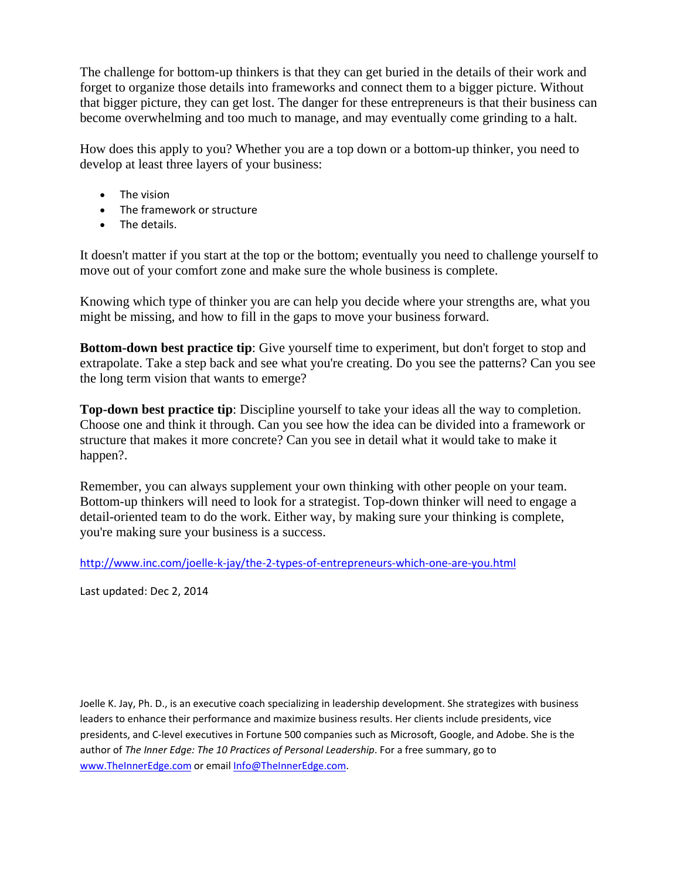The challenge for bottom-up thinkers is that they can get buried in the details of their work and forget to organize those details into frameworks and connect them to a bigger picture. Without that bigger picture, they can get lost. The danger for these entrepreneurs is that their business can become overwhelming and too much to manage, and may eventually come grinding to a halt.

How does this apply to you? Whether you are a top down or a bottom-up thinker, you need to develop at least three layers of your business:

- The vision
- The framework or structure
- The details.

It doesn't matter if you start at the top or the bottom; eventually you need to challenge yourself to move out of your comfort zone and make sure the whole business is complete.

Knowing which type of thinker you are can help you decide where your strengths are, what you might be missing, and how to fill in the gaps to move your business forward.

**Bottom-down best practice tip**: Give yourself time to experiment, but don't forget to stop and extrapolate. Take a step back and see what you're creating. Do you see the patterns? Can you see the long term vision that wants to emerge?

**Top-down best practice tip**: Discipline yourself to take your ideas all the way to completion. Choose one and think it through. Can you see how the idea can be divided into a framework or structure that makes it more concrete? Can you see in detail what it would take to make it happen?.

Remember, you can always supplement your own thinking with other people on your team. Bottom-up thinkers will need to look for a strategist. Top-down thinker will need to engage a detail-oriented team to do the work. Either way, by making sure your thinking is complete, you're making sure your business is a success.

http://www.inc.com/joelle-k-jay/the-2-types-of-entrepreneurs-which-one-are-you.html

Last updated: Dec 2, 2014

Joelle K. Jay, Ph. D., is an executive coach specializing in leadership development. She strategizes with business leaders to enhance their performance and maximize business results. Her clients include presidents, vice presidents, and C-level executives in Fortune 500 companies such as Microsoft, Google, and Adobe. She is the author of *The Inner Edge: The 10 Practices of Personal Leadership*. For a free summary, go to www.TheInnerEdge.com or email Info@TheInnerEdge.com.